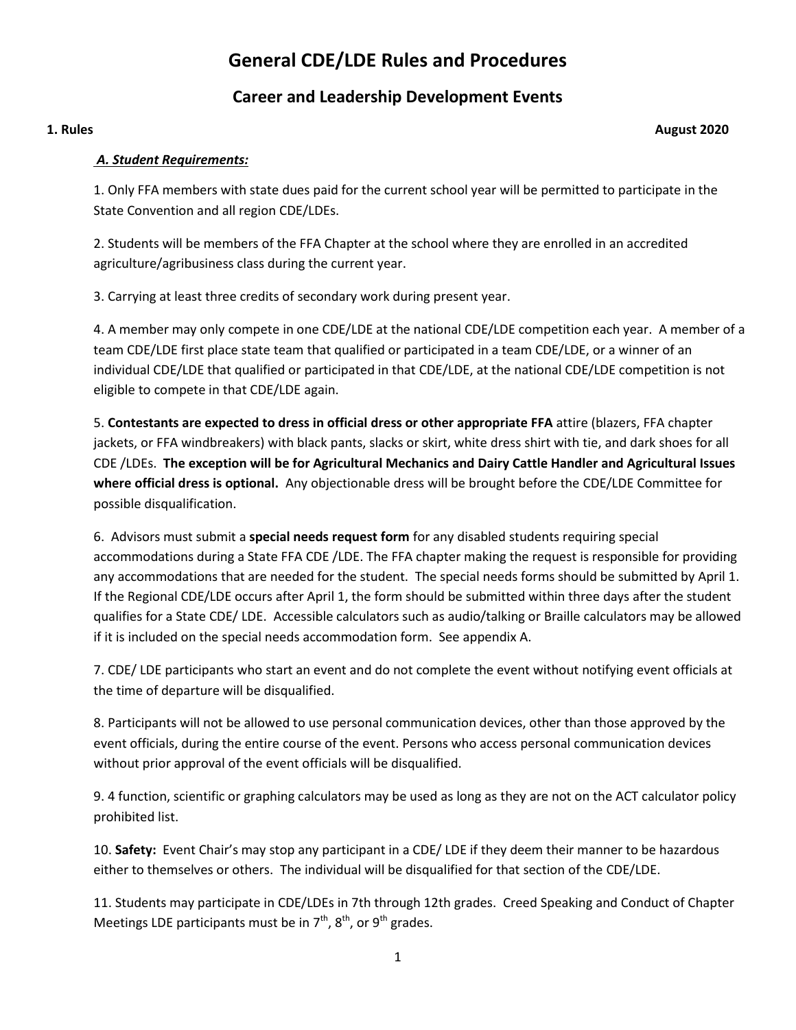# General CDE/LDE Rules and Procedures

## Career and Leadership Development Events

**1. Rules** **August 2020**

***A. Student Requirements:***

1. Only FFA members with state dues paid for the current school year will be permitted to participate in the State Convention and all region CDE/LDEs.

2. Students will be members of the FFA Chapter at the school where they are enrolled in an accredited agriculture/agribusiness class during the current year.

3. Carrying at least three credits of secondary work during present year.

4. A member may only compete in one CDE/LDE at the national CDE/LDE competition each year. A member of a team CDE/LDE first place state team that qualified or participated in a team CDE/LDE, or a winner of an individual CDE/LDE that qualified or participated in that CDE/LDE, at the national CDE/LDE competition is not eligible to compete in that CDE/LDE again.

5. **Contestants are expected to dress in official dress or other appropriate FFA** attire (blazers, FFA chapter jackets, or FFA windbreakers) with black pants, slacks or skirt, white dress shirt with tie, and dark shoes for all CDE /LDEs. **The exception will be for Agricultural Mechanics and Dairy Cattle Handler and Agricultural Issues where official dress is optional.** Any objectionable dress will be brought before the CDE/LDE Committee for possible disqualification.

6. Advisors must submit a **special needs request form** for any disabled students requiring special accommodations during a State FFA CDE /LDE. The FFA chapter making the request is responsible for providing any accommodations that are needed for the student. The special needs forms should be submitted by April 1. If the Regional CDE/LDE occurs after April 1, the form should be submitted within three days after the student qualifies for a State CDE/ LDE. Accessible calculators such as audio/talking or Braille calculators may be allowed if it is included on the special needs accommodation form. See appendix A.

7. CDE/ LDE participants who start an event and do not complete the event without notifying event officials at the time of departure will be disqualified.

8. Participants will not be allowed to use personal communication devices, other than those approved by the event officials, during the entire course of the event. Persons who access personal communication devices without prior approval of the event officials will be disqualified.

9. 4 function, scientific or graphing calculators may be used as long as they are not on the ACT calculator policy prohibited list.

10. **Safety:** Event Chair's may stop any participant in a CDE/ LDE if they deem their manner to be hazardous either to themselves or others. The individual will be disqualified for that section of the CDE/LDE.

11. Students may participate in CDE/LDEs in 7th through 12th grades. Creed Speaking and Conduct of Chapter Meetings LDE participants must be in 7th, 8th, or 9th grades.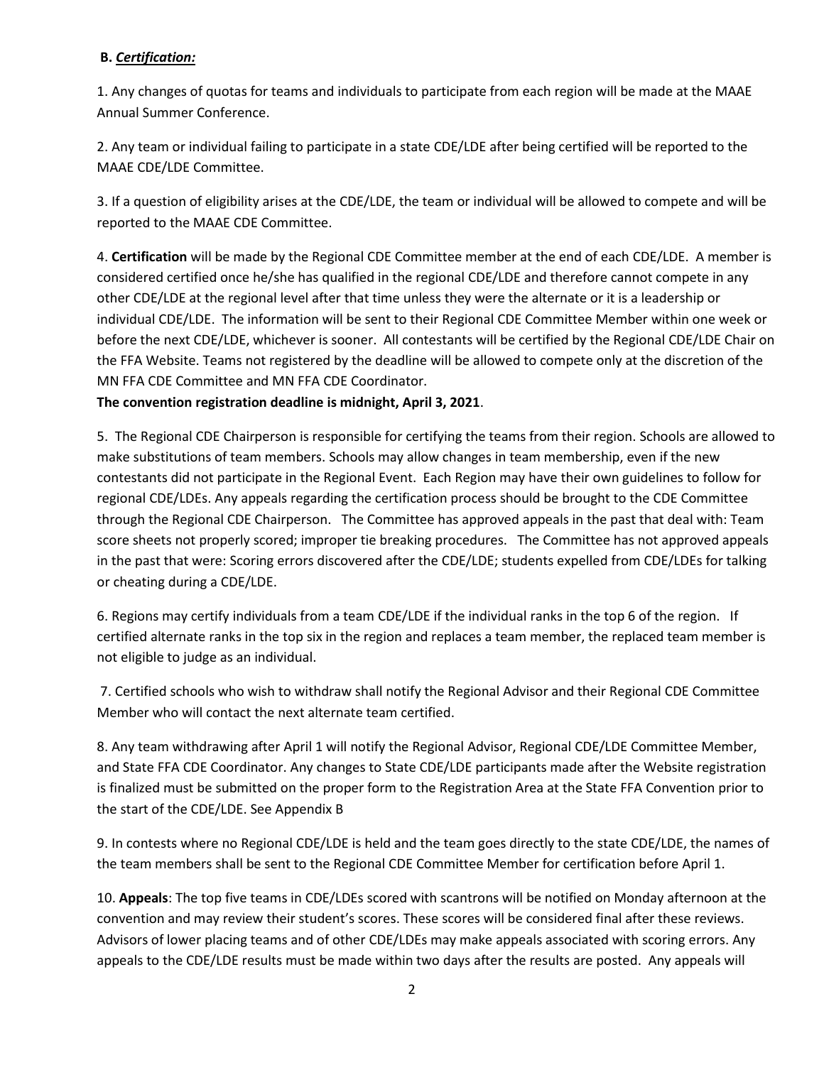**B. *Certification:***

1. Any changes of quotas for teams and individuals to participate from each region will be made at the MAAE Annual Summer Conference.

2. Any team or individual failing to participate in a state CDE/LDE after being certified will be reported to the MAAE CDE/LDE Committee.

3. If a question of eligibility arises at the CDE/LDE, the team or individual will be allowed to compete and will be reported to the MAAE CDE Committee.

4. **Certification** will be made by the Regional CDE Committee member at the end of each CDE/LDE. A member is considered certified once he/she has qualified in the regional CDE/LDE and therefore cannot compete in any other CDE/LDE at the regional level after that time unless they were the alternate or it is a leadership or individual CDE/LDE. The information will be sent to their Regional CDE Committee Member within one week or before the next CDE/LDE, whichever is sooner. All contestants will be certified by the Regional CDE/LDE Chair on the FFA Website. Teams not registered by the deadline will be allowed to compete only at the discretion of the MN FFA CDE Committee and MN FFA CDE Coordinator.
**The convention registration deadline is midnight, April 3, 2021**.

5. The Regional CDE Chairperson is responsible for certifying the teams from their region. Schools are allowed to make substitutions of team members. Schools may allow changes in team membership, even if the new contestants did not participate in the Regional Event. Each Region may have their own guidelines to follow for regional CDE/LDEs. Any appeals regarding the certification process should be brought to the CDE Committee through the Regional CDE Chairperson. The Committee has approved appeals in the past that deal with: Team score sheets not properly scored; improper tie breaking procedures. The Committee has not approved appeals in the past that were: Scoring errors discovered after the CDE/LDE; students expelled from CDE/LDEs for talking or cheating during a CDE/LDE.

6. Regions may certify individuals from a team CDE/LDE if the individual ranks in the top 6 of the region. If certified alternate ranks in the top six in the region and replaces a team member, the replaced team member is not eligible to judge as an individual.

7. Certified schools who wish to withdraw shall notify the Regional Advisor and their Regional CDE Committee Member who will contact the next alternate team certified.

8. Any team withdrawing after April 1 will notify the Regional Advisor, Regional CDE/LDE Committee Member, and State FFA CDE Coordinator. Any changes to State CDE/LDE participants made after the Website registration is finalized must be submitted on the proper form to the Registration Area at the State FFA Convention prior to the start of the CDE/LDE. See Appendix B

9. In contests where no Regional CDE/LDE is held and the team goes directly to the state CDE/LDE, the names of the team members shall be sent to the Regional CDE Committee Member for certification before April 1.

10. **Appeals**: The top five teams in CDE/LDEs scored with scantrons will be notified on Monday afternoon at the convention and may review their student's scores. These scores will be considered final after these reviews. Advisors of lower placing teams and of other CDE/LDEs may make appeals associated with scoring errors. Any appeals to the CDE/LDE results must be made within two days after the results are posted. Any appeals will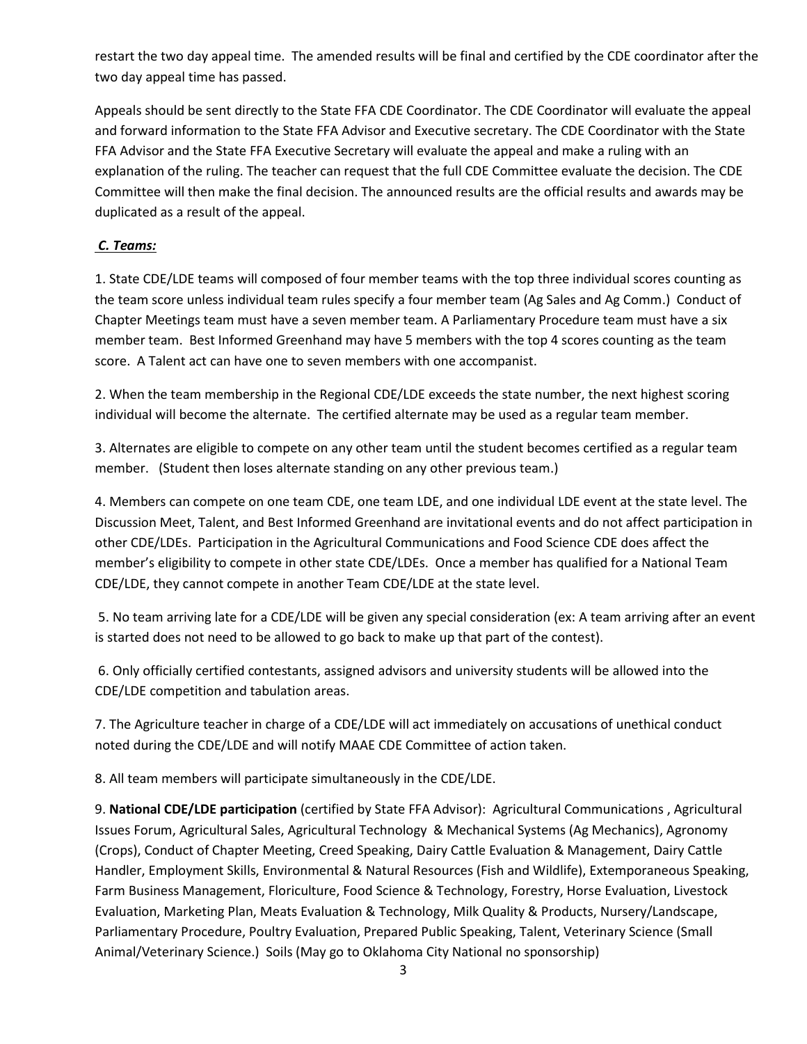restart the two day appeal time. The amended results will be final and certified by the CDE coordinator after the two day appeal time has passed.

Appeals should be sent directly to the State FFA CDE Coordinator. The CDE Coordinator will evaluate the appeal and forward information to the State FFA Advisor and Executive secretary. The CDE Coordinator with the State FFA Advisor and the State FFA Executive Secretary will evaluate the appeal and make a ruling with an explanation of the ruling. The teacher can request that the full CDE Committee evaluate the decision. The CDE Committee will then make the final decision. The announced results are the official results and awards may be duplicated as a result of the appeal.

***C. Teams:***

1. State CDE/LDE teams will composed of four member teams with the top three individual scores counting as the team score unless individual team rules specify a four member team (Ag Sales and Ag Comm.) Conduct of Chapter Meetings team must have a seven member team. A Parliamentary Procedure team must have a six member team. Best Informed Greenhand may have 5 members with the top 4 scores counting as the team score. A Talent act can have one to seven members with one accompanist.

2. When the team membership in the Regional CDE/LDE exceeds the state number, the next highest scoring individual will become the alternate. The certified alternate may be used as a regular team member.

3. Alternates are eligible to compete on any other team until the student becomes certified as a regular team member. (Student then loses alternate standing on any other previous team.)

4. Members can compete on one team CDE, one team LDE, and one individual LDE event at the state level. The Discussion Meet, Talent, and Best Informed Greenhand are invitational events and do not affect participation in other CDE/LDEs. Participation in the Agricultural Communications and Food Science CDE does affect the member's eligibility to compete in other state CDE/LDEs. Once a member has qualified for a National Team CDE/LDE, they cannot compete in another Team CDE/LDE at the state level.

5. No team arriving late for a CDE/LDE will be given any special consideration (ex: A team arriving after an event is started does not need to be allowed to go back to make up that part of the contest).

6. Only officially certified contestants, assigned advisors and university students will be allowed into the CDE/LDE competition and tabulation areas.

7. The Agriculture teacher in charge of a CDE/LDE will act immediately on accusations of unethical conduct noted during the CDE/LDE and will notify MAAE CDE Committee of action taken.

8. All team members will participate simultaneously in the CDE/LDE.

9. **National CDE/LDE participation** (certified by State FFA Advisor): Agricultural Communications , Agricultural Issues Forum, Agricultural Sales, Agricultural Technology & Mechanical Systems (Ag Mechanics), Agronomy (Crops), Conduct of Chapter Meeting, Creed Speaking, Dairy Cattle Evaluation & Management, Dairy Cattle Handler, Employment Skills, Environmental & Natural Resources (Fish and Wildlife), Extemporaneous Speaking, Farm Business Management, Floriculture, Food Science & Technology, Forestry, Horse Evaluation, Livestock Evaluation, Marketing Plan, Meats Evaluation & Technology, Milk Quality & Products, Nursery/Landscape, Parliamentary Procedure, Poultry Evaluation, Prepared Public Speaking, Talent, Veterinary Science (Small Animal/Veterinary Science.) Soils (May go to Oklahoma City National no sponsorship)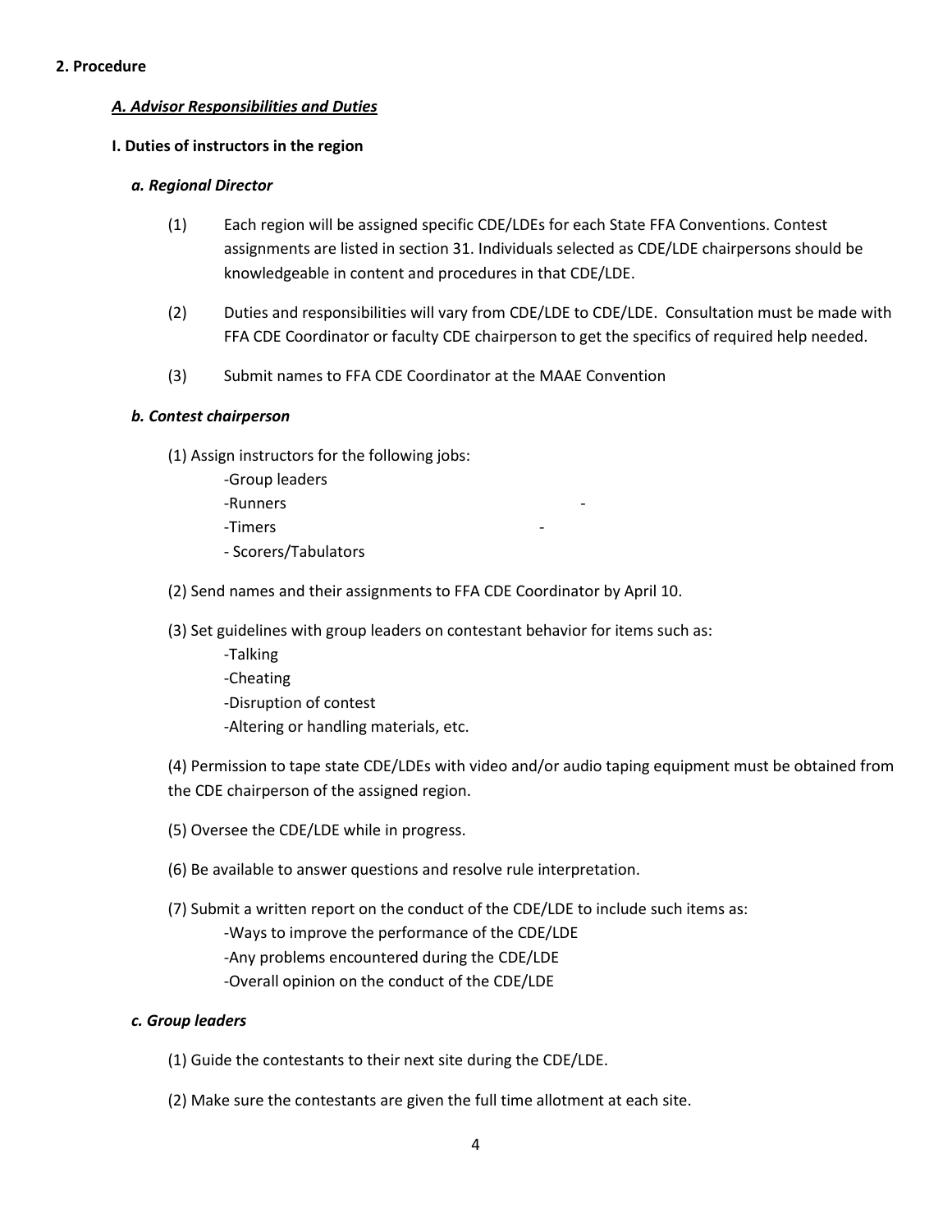**2. Procedure**

***A. Advisor Responsibilities and Duties***

**I. Duties of instructors in the region**

***a. Regional Director***

(1) Each region will be assigned specific CDE/LDEs for each State FFA Conventions. Contest assignments are listed in section 31. Individuals selected as CDE/LDE chairpersons should be knowledgeable in content and procedures in that CDE/LDE.

(2) Duties and responsibilities will vary from CDE/LDE to CDE/LDE. Consultation must be made with FFA CDE Coordinator or faculty CDE chairperson to get the specifics of required help needed.

(3) Submit names to FFA CDE Coordinator at the MAAE Convention

***b. Contest chairperson***

(1) Assign instructors for the following jobs:

- Group leaders
- Runners
- Timers
- Scorers/Tabulators

(2) Send names and their assignments to FFA CDE Coordinator by April 10.

(3) Set guidelines with group leaders on contestant behavior for items such as:

- Talking
- Cheating
- Disruption of contest
- Altering or handling materials, etc.

(4) Permission to tape state CDE/LDEs with video and/or audio taping equipment must be obtained from the CDE chairperson of the assigned region.

(5) Oversee the CDE/LDE while in progress.

(6) Be available to answer questions and resolve rule interpretation.

(7) Submit a written report on the conduct of the CDE/LDE to include such items as:

- Ways to improve the performance of the CDE/LDE
- Any problems encountered during the CDE/LDE
- Overall opinion on the conduct of the CDE/LDE

***c. Group leaders***

(1) Guide the contestants to their next site during the CDE/LDE.

(2) Make sure the contestants are given the full time allotment at each site.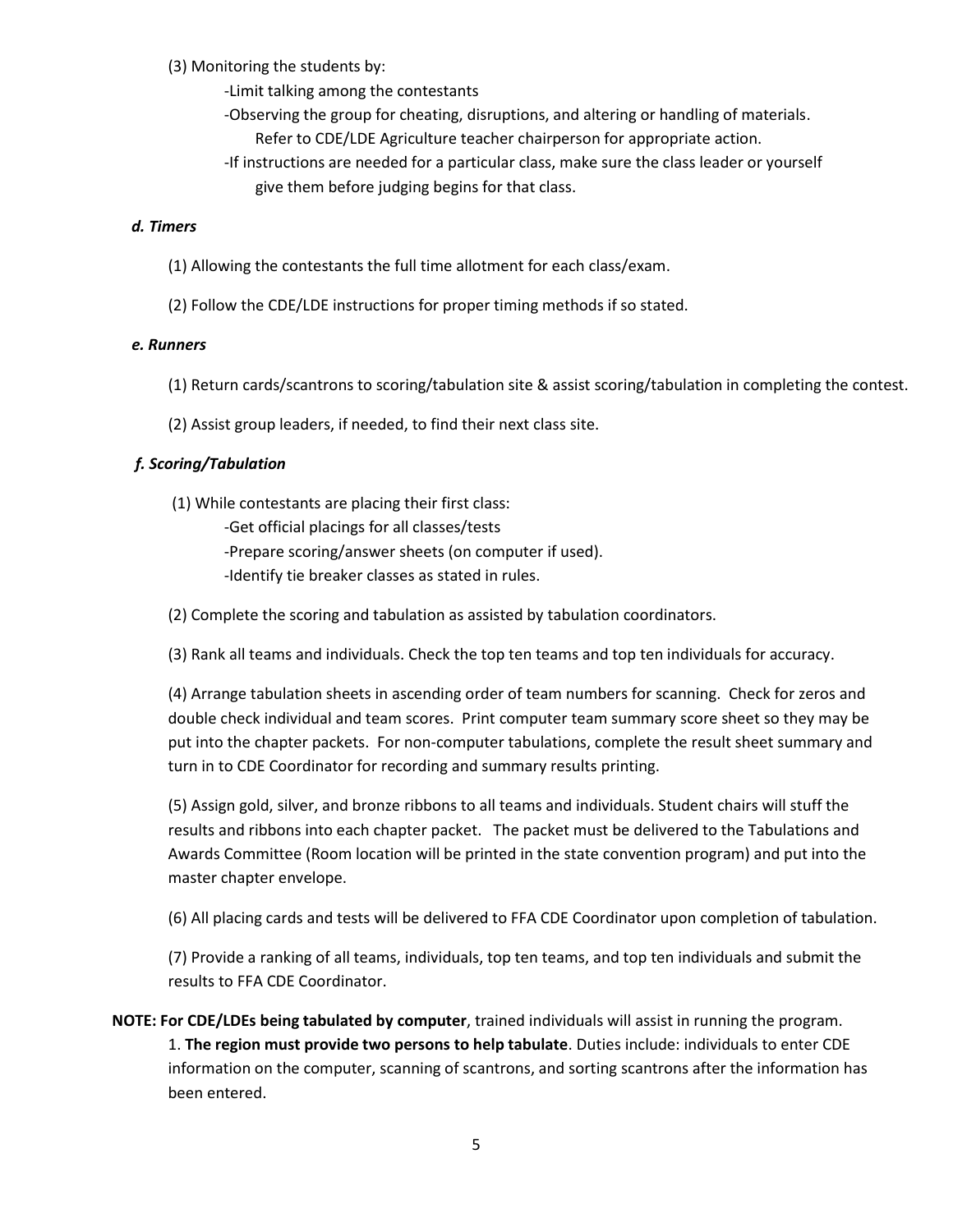(3) Monitoring the students by:

- -Limit talking among the contestants
- -Observing the group for cheating, disruptions, and altering or handling of materials. Refer to CDE/LDE Agriculture teacher chairperson for appropriate action.
- -If instructions are needed for a particular class, make sure the class leader or yourself give them before judging begins for that class.

***d. Timers***

(1) Allowing the contestants the full time allotment for each class/exam.

(2) Follow the CDE/LDE instructions for proper timing methods if so stated.

***e. Runners***

(1) Return cards/scantrons to scoring/tabulation site & assist scoring/tabulation in completing the contest.

(2) Assist group leaders, if needed, to find their next class site.

***f. Scoring/Tabulation***

(1) While contestants are placing their first class:

- -Get official placings for all classes/tests
- -Prepare scoring/answer sheets (on computer if used).
- -Identify tie breaker classes as stated in rules.

(2) Complete the scoring and tabulation as assisted by tabulation coordinators.

(3) Rank all teams and individuals. Check the top ten teams and top ten individuals for accuracy.

(4) Arrange tabulation sheets in ascending order of team numbers for scanning. Check for zeros and double check individual and team scores. Print computer team summary score sheet so they may be put into the chapter packets. For non-computer tabulations, complete the result sheet summary and turn in to CDE Coordinator for recording and summary results printing.

(5) Assign gold, silver, and bronze ribbons to all teams and individuals. Student chairs will stuff the results and ribbons into each chapter packet. The packet must be delivered to the Tabulations and Awards Committee (Room location will be printed in the state convention program) and put into the master chapter envelope.

(6) All placing cards and tests will be delivered to FFA CDE Coordinator upon completion of tabulation.

(7) Provide a ranking of all teams, individuals, top ten teams, and top ten individuals and submit the results to FFA CDE Coordinator.

**NOTE: For CDE/LDEs being tabulated by computer**, trained individuals will assist in running the program.

1. **The region must provide two persons to help tabulate**. Duties include: individuals to enter CDE information on the computer, scanning of scantrons, and sorting scantrons after the information has been entered.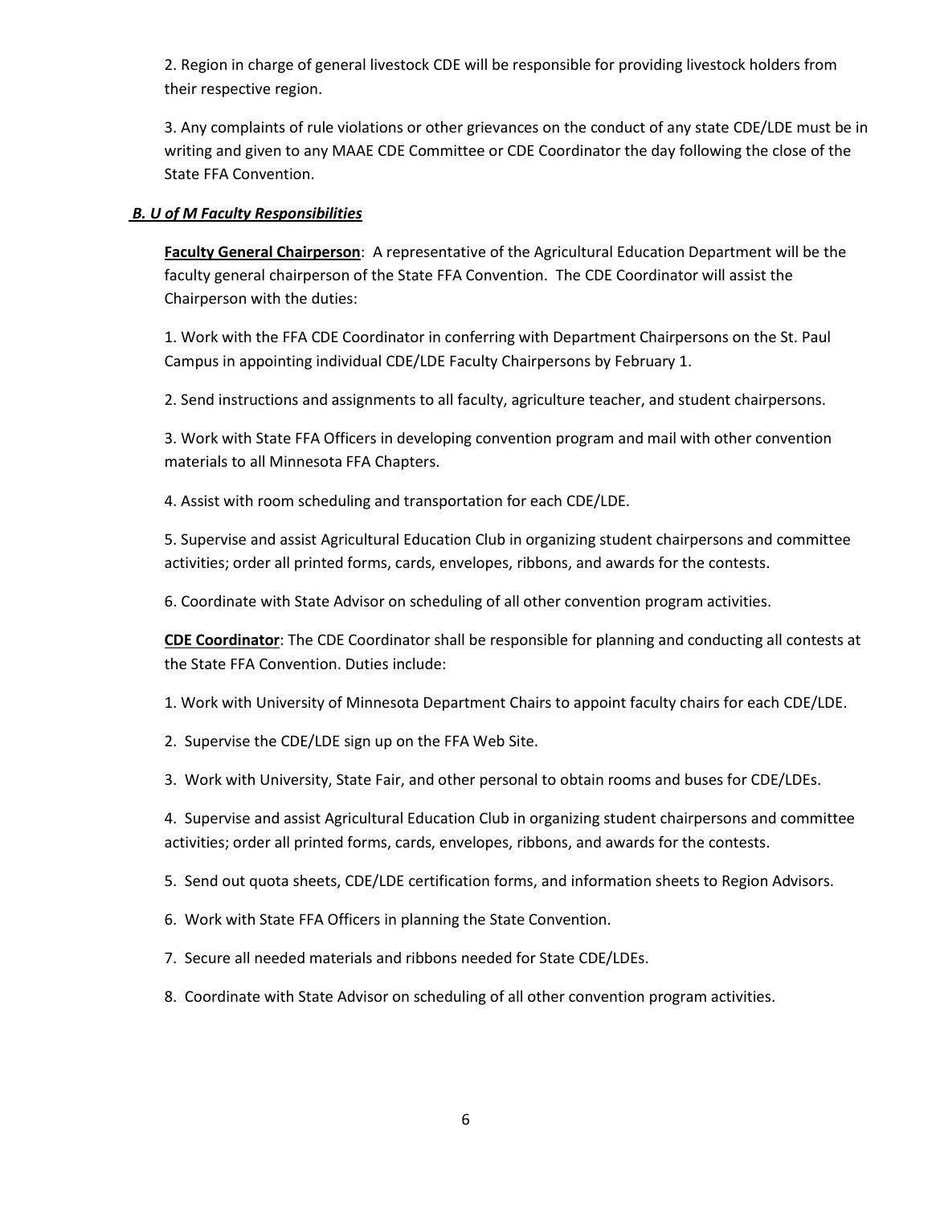2. Region in charge of general livestock CDE will be responsible for providing livestock holders from their respective region.

3. Any complaints of rule violations or other grievances on the conduct of any state CDE/LDE must be in writing and given to any MAAE CDE Committee or CDE Coordinator the day following the close of the State FFA Convention.

***B. U of M Faculty Responsibilities***

**Faculty General Chairperson**: A representative of the Agricultural Education Department will be the faculty general chairperson of the State FFA Convention. The CDE Coordinator will assist the Chairperson with the duties:

1. Work with the FFA CDE Coordinator in conferring with Department Chairpersons on the St. Paul Campus in appointing individual CDE/LDE Faculty Chairpersons by February 1.

2. Send instructions and assignments to all faculty, agriculture teacher, and student chairpersons.

3. Work with State FFA Officers in developing convention program and mail with other convention materials to all Minnesota FFA Chapters.

4. Assist with room scheduling and transportation for each CDE/LDE.

5. Supervise and assist Agricultural Education Club in organizing student chairpersons and committee activities; order all printed forms, cards, envelopes, ribbons, and awards for the contests.

6. Coordinate with State Advisor on scheduling of all other convention program activities.

**CDE Coordinator**: The CDE Coordinator shall be responsible for planning and conducting all contests at the State FFA Convention. Duties include:

1. Work with University of Minnesota Department Chairs to appoint faculty chairs for each CDE/LDE.

2. Supervise the CDE/LDE sign up on the FFA Web Site.

3. Work with University, State Fair, and other personal to obtain rooms and buses for CDE/LDEs.

4. Supervise and assist Agricultural Education Club in organizing student chairpersons and committee activities; order all printed forms, cards, envelopes, ribbons, and awards for the contests.

5. Send out quota sheets, CDE/LDE certification forms, and information sheets to Region Advisors.

6. Work with State FFA Officers in planning the State Convention.

7. Secure all needed materials and ribbons needed for State CDE/LDEs.

8. Coordinate with State Advisor on scheduling of all other convention program activities.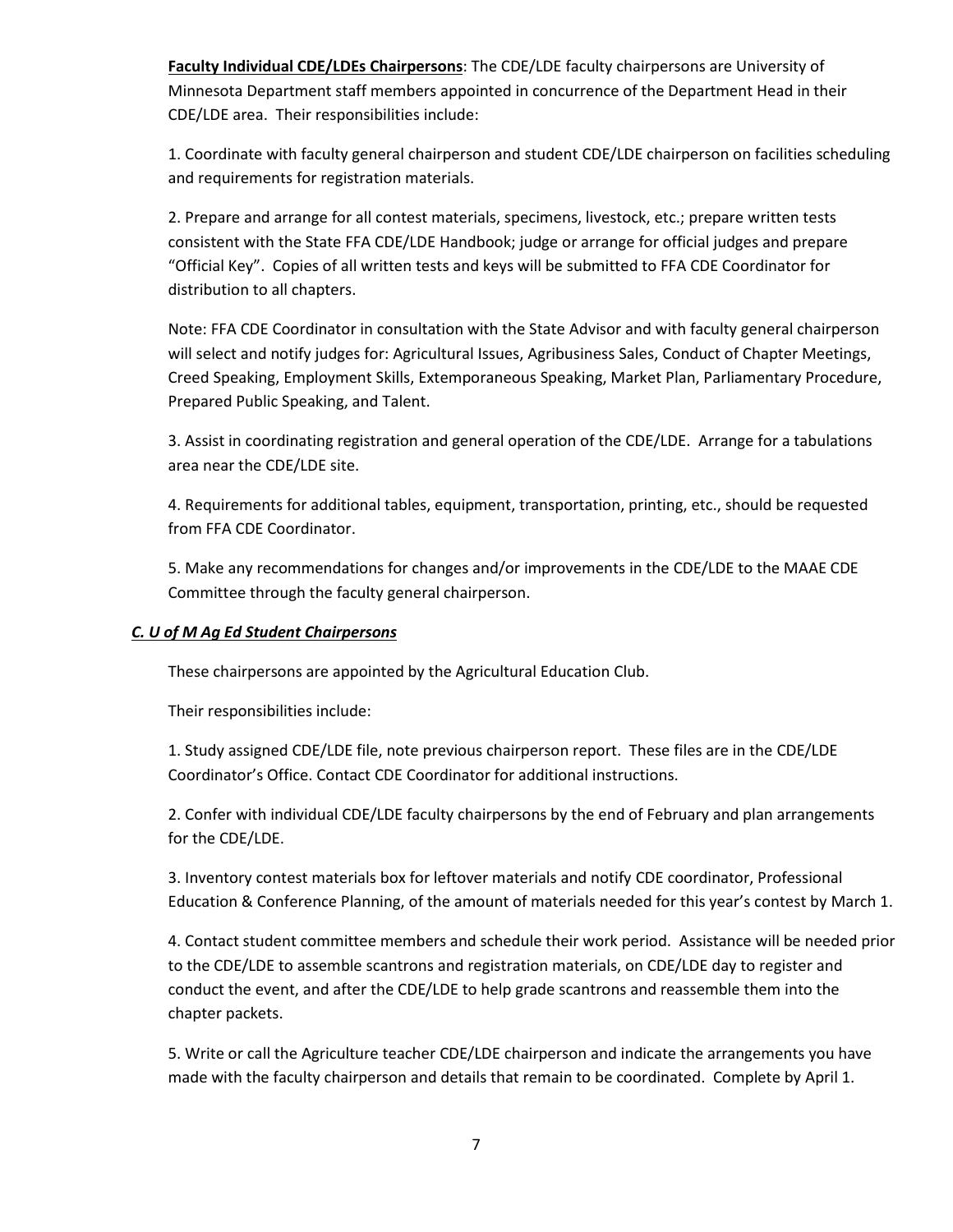**Faculty Individual CDE/LDEs Chairpersons**: The CDE/LDE faculty chairpersons are University of Minnesota Department staff members appointed in concurrence of the Department Head in their CDE/LDE area. Their responsibilities include:

1. Coordinate with faculty general chairperson and student CDE/LDE chairperson on facilities scheduling and requirements for registration materials.

2. Prepare and arrange for all contest materials, specimens, livestock, etc.; prepare written tests consistent with the State FFA CDE/LDE Handbook; judge or arrange for official judges and prepare "Official Key". Copies of all written tests and keys will be submitted to FFA CDE Coordinator for distribution to all chapters.

Note: FFA CDE Coordinator in consultation with the State Advisor and with faculty general chairperson will select and notify judges for: Agricultural Issues, Agribusiness Sales, Conduct of Chapter Meetings, Creed Speaking, Employment Skills, Extemporaneous Speaking, Market Plan, Parliamentary Procedure, Prepared Public Speaking, and Talent.

3. Assist in coordinating registration and general operation of the CDE/LDE. Arrange for a tabulations area near the CDE/LDE site.

4. Requirements for additional tables, equipment, transportation, printing, etc., should be requested from FFA CDE Coordinator.

5. Make any recommendations for changes and/or improvements in the CDE/LDE to the MAAE CDE Committee through the faculty general chairperson.

***C. U of M Ag Ed Student Chairpersons***

These chairpersons are appointed by the Agricultural Education Club.

Their responsibilities include:

1. Study assigned CDE/LDE file, note previous chairperson report. These files are in the CDE/LDE Coordinator's Office. Contact CDE Coordinator for additional instructions.

2. Confer with individual CDE/LDE faculty chairpersons by the end of February and plan arrangements for the CDE/LDE.

3. Inventory contest materials box for leftover materials and notify CDE coordinator, Professional Education & Conference Planning, of the amount of materials needed for this year's contest by March 1.

4. Contact student committee members and schedule their work period. Assistance will be needed prior to the CDE/LDE to assemble scantrons and registration materials, on CDE/LDE day to register and conduct the event, and after the CDE/LDE to help grade scantrons and reassemble them into the chapter packets.

5. Write or call the Agriculture teacher CDE/LDE chairperson and indicate the arrangements you have made with the faculty chairperson and details that remain to be coordinated. Complete by April 1.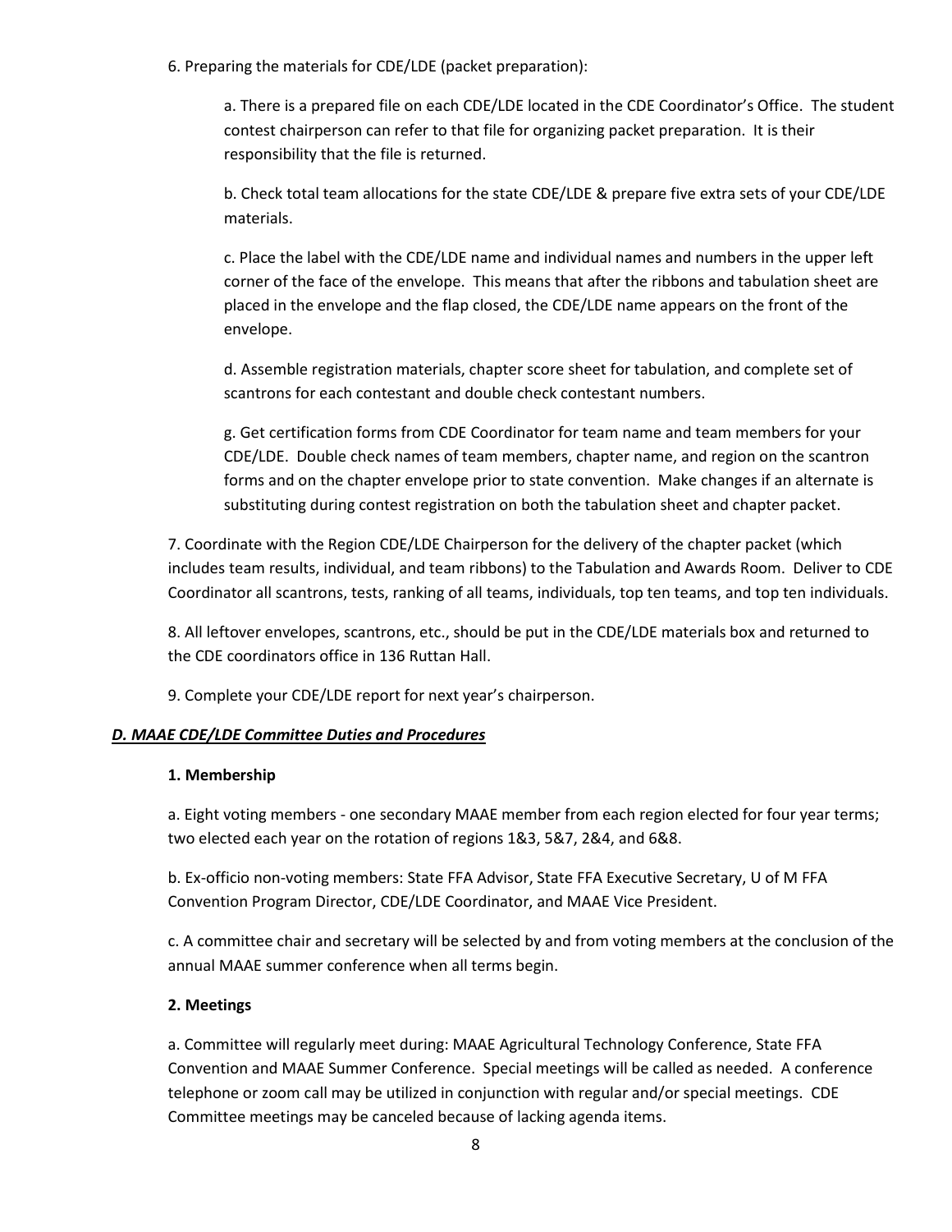6. Preparing the materials for CDE/LDE (packet preparation):

a. There is a prepared file on each CDE/LDE located in the CDE Coordinator's Office. The student contest chairperson can refer to that file for organizing packet preparation. It is their responsibility that the file is returned.

b. Check total team allocations for the state CDE/LDE & prepare five extra sets of your CDE/LDE materials.

c. Place the label with the CDE/LDE name and individual names and numbers in the upper left corner of the face of the envelope. This means that after the ribbons and tabulation sheet are placed in the envelope and the flap closed, the CDE/LDE name appears on the front of the envelope.

d. Assemble registration materials, chapter score sheet for tabulation, and complete set of scantrons for each contestant and double check contestant numbers.

g. Get certification forms from CDE Coordinator for team name and team members for your CDE/LDE. Double check names of team members, chapter name, and region on the scantron forms and on the chapter envelope prior to state convention. Make changes if an alternate is substituting during contest registration on both the tabulation sheet and chapter packet.

7. Coordinate with the Region CDE/LDE Chairperson for the delivery of the chapter packet (which includes team results, individual, and team ribbons) to the Tabulation and Awards Room. Deliver to CDE Coordinator all scantrons, tests, ranking of all teams, individuals, top ten teams, and top ten individuals.

8. All leftover envelopes, scantrons, etc., should be put in the CDE/LDE materials box and returned to the CDE coordinators office in 136 Ruttan Hall.

9. Complete your CDE/LDE report for next year's chairperson.

### ***D. MAAE CDE/LDE Committee Duties and Procedures***

**1. Membership**

a. Eight voting members - one secondary MAAE member from each region elected for four year terms; two elected each year on the rotation of regions 1&3, 5&7, 2&4, and 6&8.

b. Ex-officio non-voting members: State FFA Advisor, State FFA Executive Secretary, U of M FFA Convention Program Director, CDE/LDE Coordinator, and MAAE Vice President.

c. A committee chair and secretary will be selected by and from voting members at the conclusion of the annual MAAE summer conference when all terms begin.

**2. Meetings**

a. Committee will regularly meet during: MAAE Agricultural Technology Conference, State FFA Convention and MAAE Summer Conference. Special meetings will be called as needed. A conference telephone or zoom call may be utilized in conjunction with regular and/or special meetings. CDE Committee meetings may be canceled because of lacking agenda items.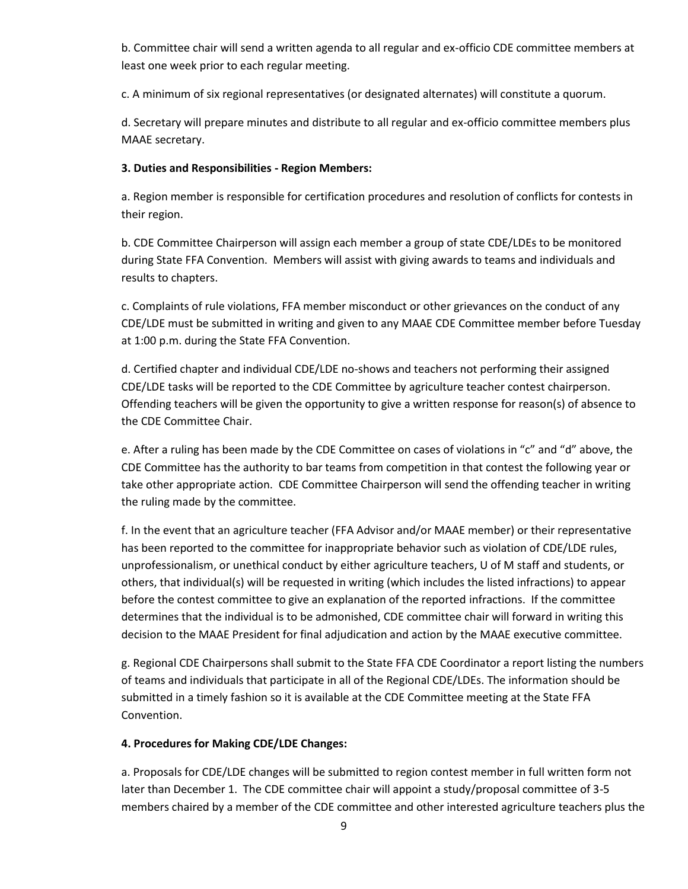b. Committee chair will send a written agenda to all regular and ex-officio CDE committee members at least one week prior to each regular meeting.

c. A minimum of six regional representatives (or designated alternates) will constitute a quorum.

d. Secretary will prepare minutes and distribute to all regular and ex-officio committee members plus MAAE secretary.

**3. Duties and Responsibilities - Region Members:**

a. Region member is responsible for certification procedures and resolution of conflicts for contests in their region.

b. CDE Committee Chairperson will assign each member a group of state CDE/LDEs to be monitored during State FFA Convention. Members will assist with giving awards to teams and individuals and results to chapters.

c. Complaints of rule violations, FFA member misconduct or other grievances on the conduct of any CDE/LDE must be submitted in writing and given to any MAAE CDE Committee member before Tuesday at 1:00 p.m. during the State FFA Convention.

d. Certified chapter and individual CDE/LDE no-shows and teachers not performing their assigned CDE/LDE tasks will be reported to the CDE Committee by agriculture teacher contest chairperson. Offending teachers will be given the opportunity to give a written response for reason(s) of absence to the CDE Committee Chair.

e. After a ruling has been made by the CDE Committee on cases of violations in "c" and "d" above, the CDE Committee has the authority to bar teams from competition in that contest the following year or take other appropriate action. CDE Committee Chairperson will send the offending teacher in writing the ruling made by the committee.

f. In the event that an agriculture teacher (FFA Advisor and/or MAAE member) or their representative has been reported to the committee for inappropriate behavior such as violation of CDE/LDE rules, unprofessionalism, or unethical conduct by either agriculture teachers, U of M staff and students, or others, that individual(s) will be requested in writing (which includes the listed infractions) to appear before the contest committee to give an explanation of the reported infractions. If the committee determines that the individual is to be admonished, CDE committee chair will forward in writing this decision to the MAAE President for final adjudication and action by the MAAE executive committee.

g. Regional CDE Chairpersons shall submit to the State FFA CDE Coordinator a report listing the numbers of teams and individuals that participate in all of the Regional CDE/LDEs. The information should be submitted in a timely fashion so it is available at the CDE Committee meeting at the State FFA Convention.

**4. Procedures for Making CDE/LDE Changes:**

a. Proposals for CDE/LDE changes will be submitted to region contest member in full written form not later than December 1. The CDE committee chair will appoint a study/proposal committee of 3-5 members chaired by a member of the CDE committee and other interested agriculture teachers plus the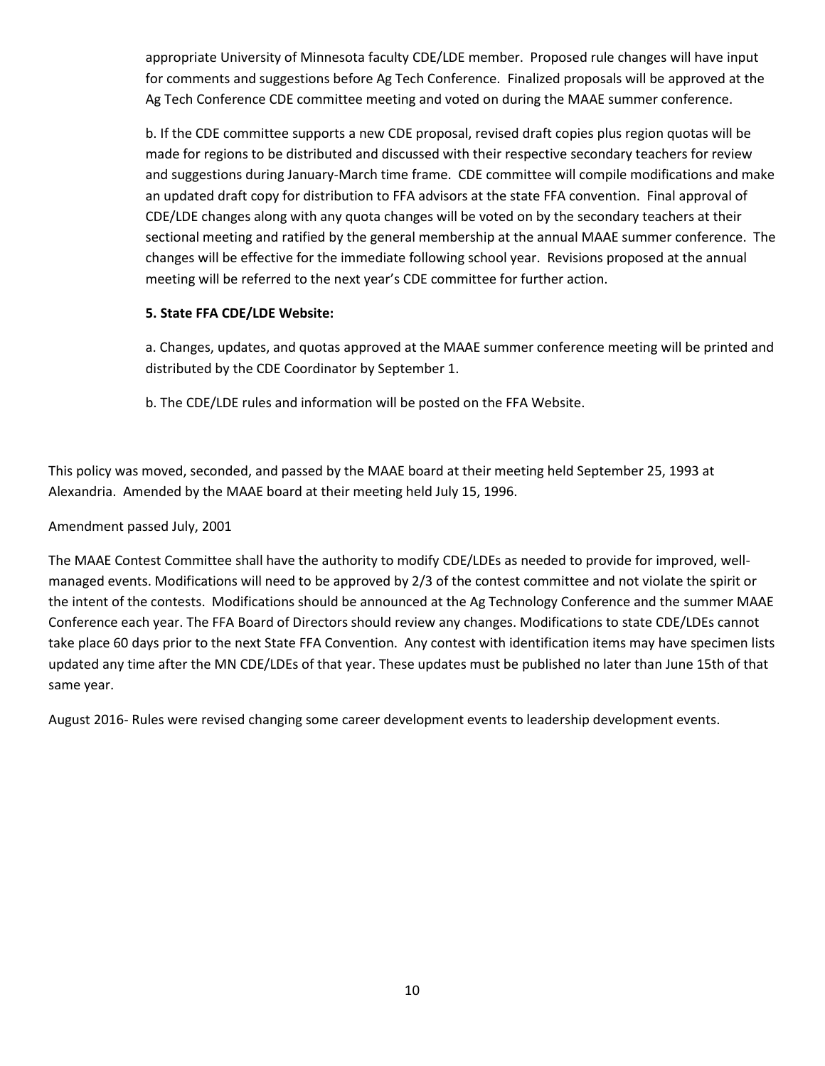appropriate University of Minnesota faculty CDE/LDE member. Proposed rule changes will have input for comments and suggestions before Ag Tech Conference. Finalized proposals will be approved at the Ag Tech Conference CDE committee meeting and voted on during the MAAE summer conference.

b. If the CDE committee supports a new CDE proposal, revised draft copies plus region quotas will be made for regions to be distributed and discussed with their respective secondary teachers for review and suggestions during January-March time frame. CDE committee will compile modifications and make an updated draft copy for distribution to FFA advisors at the state FFA convention. Final approval of CDE/LDE changes along with any quota changes will be voted on by the secondary teachers at their sectional meeting and ratified by the general membership at the annual MAAE summer conference. The changes will be effective for the immediate following school year. Revisions proposed at the annual meeting will be referred to the next year's CDE committee for further action.

**5. State FFA CDE/LDE Website:**

a. Changes, updates, and quotas approved at the MAAE summer conference meeting will be printed and distributed by the CDE Coordinator by September 1.

b. The CDE/LDE rules and information will be posted on the FFA Website.

This policy was moved, seconded, and passed by the MAAE board at their meeting held September 25, 1993 at Alexandria. Amended by the MAAE board at their meeting held July 15, 1996.

Amendment passed July, 2001

The MAAE Contest Committee shall have the authority to modify CDE/LDEs as needed to provide for improved, well-managed events. Modifications will need to be approved by 2/3 of the contest committee and not violate the spirit or the intent of the contests. Modifications should be announced at the Ag Technology Conference and the summer MAAE Conference each year. The FFA Board of Directors should review any changes. Modifications to state CDE/LDEs cannot take place 60 days prior to the next State FFA Convention. Any contest with identification items may have specimen lists updated any time after the MN CDE/LDEs of that year. These updates must be published no later than June 15th of that same year.

August 2016- Rules were revised changing some career development events to leadership development events.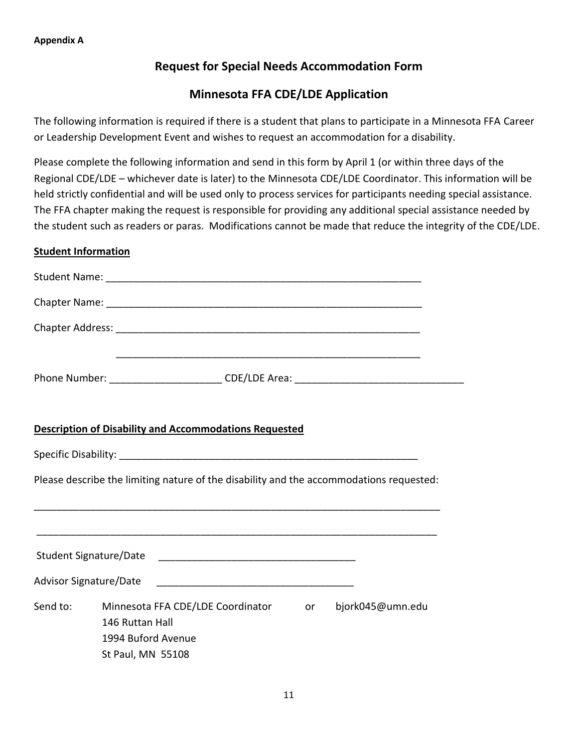**Appendix A**

## Request for Special Needs Accommodation Form

## Minnesota FFA CDE/LDE Application

The following information is required if there is a student that plans to participate in a Minnesota FFA Career or Leadership Development Event and wishes to request an accommodation for a disability.

Please complete the following information and send in this form by April 1 (or within three days of the Regional CDE/LDE – whichever date is later) to the Minnesota CDE/LDE Coordinator. This information will be held strictly confidential and will be used only to process services for participants needing special assistance. The FFA chapter making the request is responsible for providing any additional special assistance needed by the student such as readers or paras. Modifications cannot be made that reduce the integrity of the CDE/LDE.

**Student Information**

Student Name: ___________________________________________________________

Chapter Name: ___________________________________________________________

Chapter Address: _________________________________________________________

_________________________________________________________

Phone Number: ____________________ CDE/LDE Area: ______________________________

**Description of Disability and Accommodations Requested**

Specific Disability: ________________________________________________________

Please describe the limiting nature of the disability and the accommodations requested:

____________________________________________________________________________

____________________________________________________________________________

Student Signature/Date ___________________________________

Advisor Signature/Date ___________________________________

Send to: Minnesota FFA CDE/LDE Coordinator or bjork045@umn.edu
146 Ruttan Hall
1994 Buford Avenue
St Paul, MN 55108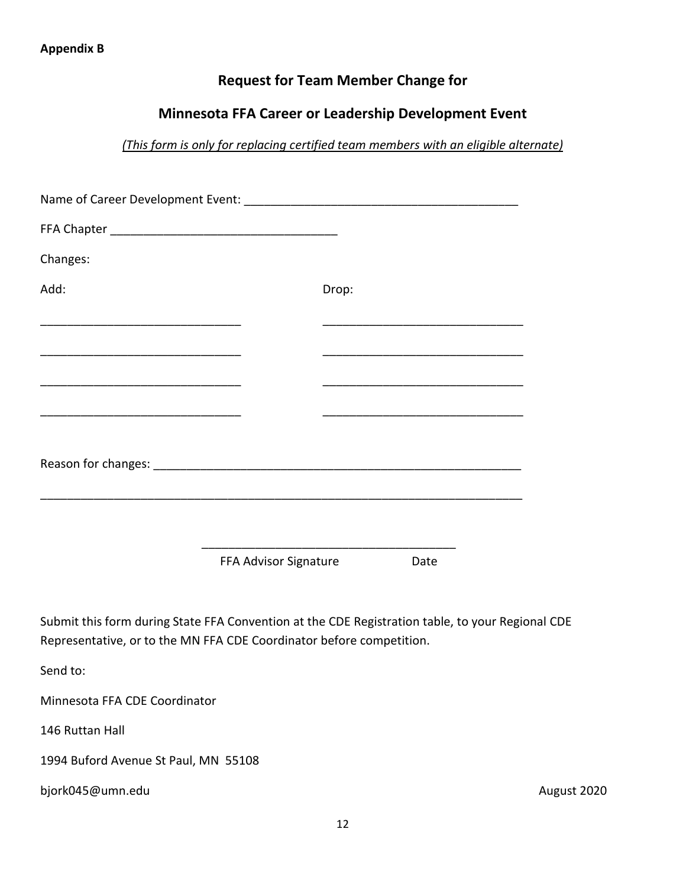**Appendix B**

## Request for Team Member Change for

## Minnesota FFA Career or Leadership Development Event

*(This form is only for replacing certified team members with an eligible alternate)*

Name of Career Development Event: ________________________________________

FFA Chapter ________________________________

Changes:

| Add: | Drop: |
| --- | --- |
| ______________________________ | ______________________________ |
| ______________________________ | ______________________________ |
| ______________________________ | ______________________________ |
| ______________________________ | ______________________________ |

Reason for changes: ________________________________________________________

_________________________________________________________________________

_____________________________________

FFA Advisor Signature                    Date

Submit this form during State FFA Convention at the CDE Registration table, to your Regional CDE Representative, or to the MN FFA CDE Coordinator before competition.

Send to:

Minnesota FFA CDE Coordinator

146 Ruttan Hall

1994 Buford Avenue St Paul, MN 55108

bjork045@umn.edu

August 2020